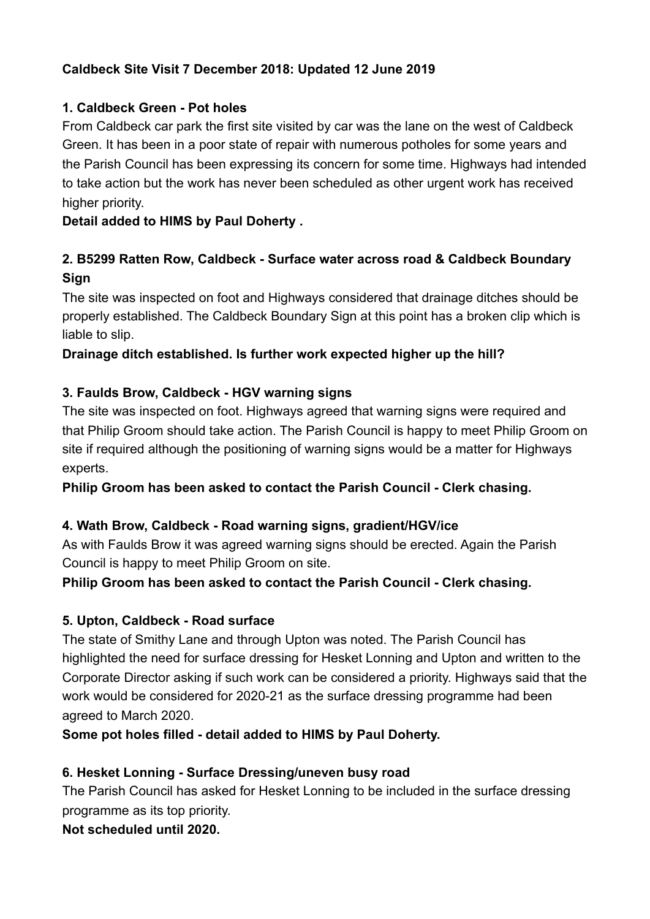**Caldbeck Site Visit 7 December 2018: Updated 12 June 2019**

**1. Caldbeck Green - Pot holes**

From Caldbeck car park the first site visited by car was the lane on the west of Caldbeck Green. It has been in a poor state of repair with numerous potholes for some years and the Parish Council has been expressing its concern for some time. Highways had intended to take action but the work has never been scheduled as other urgent work has received higher priority.

**Detail added to HIMS by Paul Doherty .**

**2. B5299 Ratten Row, Caldbeck - Surface water across road & Caldbeck Boundary Sign**

The site was inspected on foot and Highways considered that drainage ditches should be properly established. The Caldbeck Boundary Sign at this point has a broken clip which is liable to slip.

**Drainage ditch established. Is further work expected higher up the hill?**

**3. Faulds Brow, Caldbeck - HGV warning signs**

The site was inspected on foot. Highways agreed that warning signs were required and that Philip Groom should take action. The Parish Council is happy to meet Philip Groom on site if required although the positioning of warning signs would be a matter for Highways experts.

**Philip Groom has been asked to contact the Parish Council - Clerk chasing.**

**4. Wath Brow, Caldbeck - Road warning signs, gradient/HGV/ice**

As with Faulds Brow it was agreed warning signs should be erected. Again the Parish Council is happy to meet Philip Groom on site.

**Philip Groom has been asked to contact the Parish Council - Clerk chasing.**

**5. Upton, Caldbeck - Road surface**

The state of Smithy Lane and through Upton was noted. The Parish Council has highlighted the need for surface dressing for Hesket Lonning and Upton and written to the Corporate Director asking if such work can be considered a priority. Highways said that the work would be considered for 2020-21 as the surface dressing programme had been agreed to March 2020.

**Some pot holes filled - detail added to HIMS by Paul Doherty.**

**6. Hesket Lonning - Surface Dressing/uneven busy road**

The Parish Council has asked for Hesket Lonning to be included in the surface dressing programme as its top priority.

**Not scheduled until 2020.**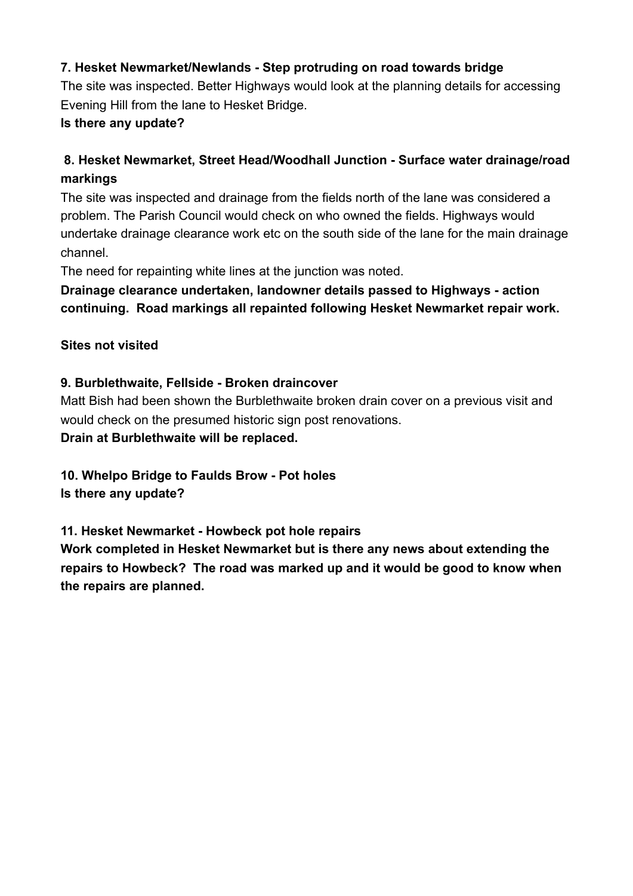**7. Hesket Newmarket/Newlands - Step protruding on road towards bridge**

The site was inspected. Better Highways would look at the planning details for accessing Evening Hill from the lane to Hesket Bridge.

**Is there any update?**

**8. Hesket Newmarket, Street Head/Woodhall Junction - Surface water drainage/road markings**

The site was inspected and drainage from the fields north of the lane was considered a problem. The Parish Council would check on who owned the fields. Highways would undertake drainage clearance work etc on the south side of the lane for the main drainage channel.

The need for repainting white lines at the junction was noted.

**Drainage clearance undertaken, landowner details passed to Highways - action continuing. Road markings all repainted following Hesket Newmarket repair work.**

**Sites not visited**

**9. Burblethwaite, Fellside - Broken draincover**

Matt Bish had been shown the Burblethwaite broken drain cover on a previous visit and would check on the presumed historic sign post renovations.

**Drain at Burblethwaite will be replaced.**

**10. Whelpo Bridge to Faulds Brow - Pot holes**

**Is there any update?**

**11. Hesket Newmarket - Howbeck pot hole repairs**

**Work completed in Hesket Newmarket but is there any news about extending the repairs to Howbeck? The road was marked up and it would be good to know when the repairs are planned.**